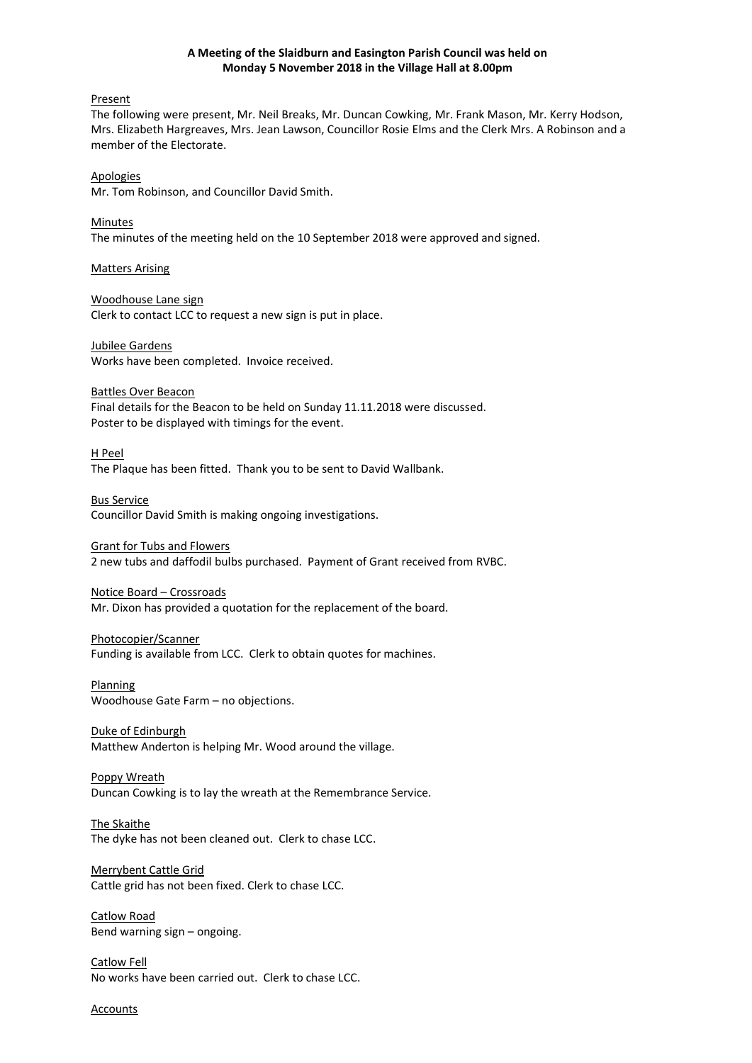**A Meeting of the Slaidburn and Easington Parish Council was held on Monday 5 November 2018 in the Village Hall at 8.00pm**

Present

The following were present, Mr. Neil Breaks, Mr. Duncan Cowking, Mr. Frank Mason, Mr. Kerry Hodson, Mrs. Elizabeth Hargreaves, Mrs. Jean Lawson, Councillor Rosie Elms and the Clerk Mrs. A Robinson and a member of the Electorate.

Apologies

Mr. Tom Robinson, and Councillor David Smith.

Minutes

The minutes of the meeting held on the 10 September 2018 were approved and signed.

Matters Arising

Woodhouse Lane sign

Clerk to contact LCC to request a new sign is put in place.

Jubilee Gardens

Works have been completed. Invoice received.

Battles Over Beacon

Final details for the Beacon to be held on Sunday 11.11.2018 were discussed.
Poster to be displayed with timings for the event.

H Peel

The Plaque has been fitted. Thank you to be sent to David Wallbank.

Bus Service

Councillor David Smith is making ongoing investigations.

Grant for Tubs and Flowers

2 new tubs and daffodil bulbs purchased. Payment of Grant received from RVBC.

Notice Board – Crossroads

Mr. Dixon has provided a quotation for the replacement of the board.

Photocopier/Scanner

Funding is available from LCC. Clerk to obtain quotes for machines.

Planning

Woodhouse Gate Farm – no objections.

Duke of Edinburgh

Matthew Anderton is helping Mr. Wood around the village.

Poppy Wreath

Duncan Cowking is to lay the wreath at the Remembrance Service.

The Skaithe

The dyke has not been cleaned out. Clerk to chase LCC.

Merrybent Cattle Grid

Cattle grid has not been fixed. Clerk to chase LCC.

Catlow Road

Bend warning sign – ongoing.

Catlow Fell

No works have been carried out. Clerk to chase LCC.

Accounts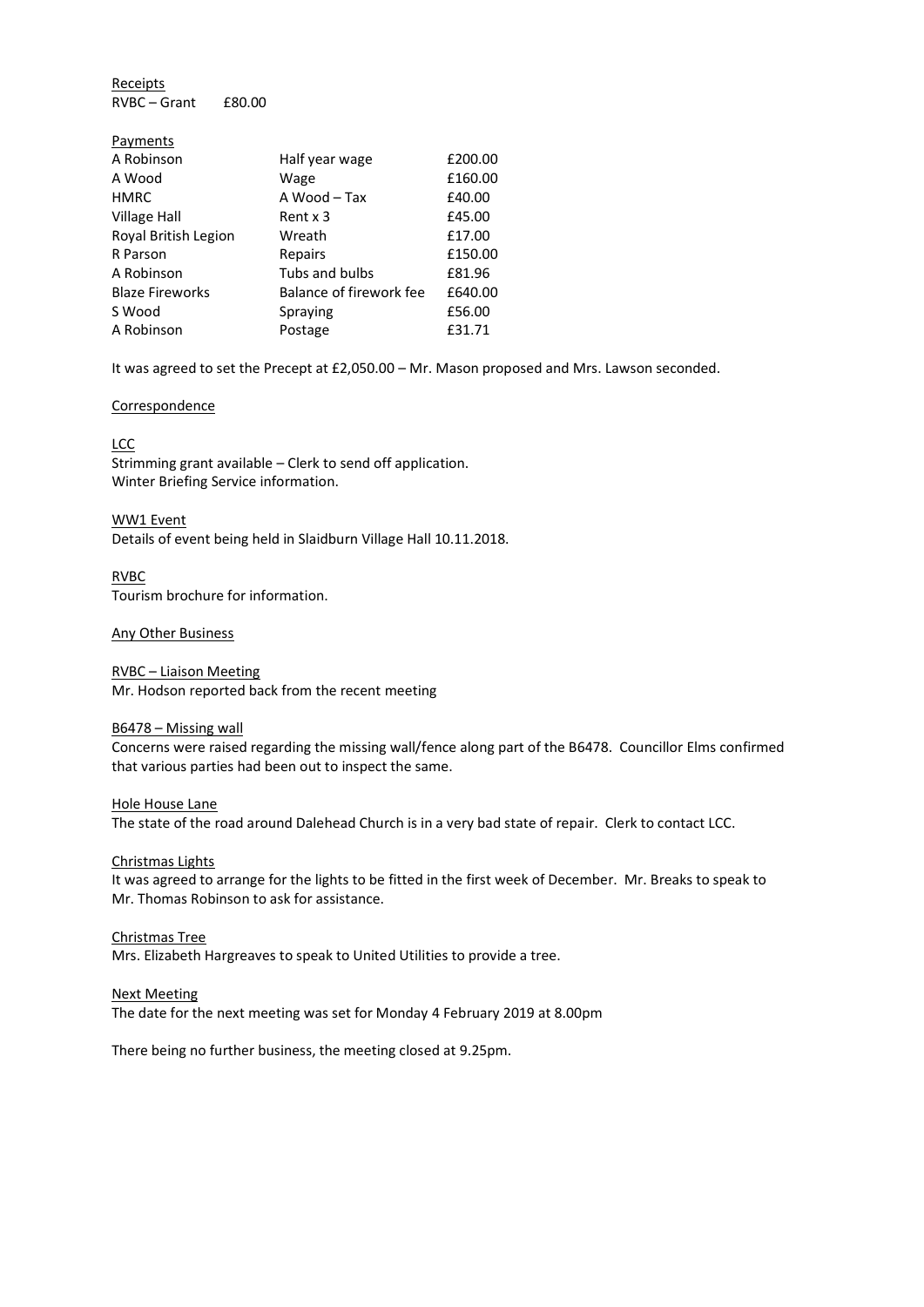Receipts

| | |
|---|---|
| RVBC – Grant | £80.00 |

Payments

| | | |
|---|---|---|
| A Robinson | Half year wage | £200.00 |
| A Wood | Wage | £160.00 |
| HMRC | A Wood – Tax | £40.00 |
| Village Hall | Rent x 3 | £45.00 |
| Royal British Legion | Wreath | £17.00 |
| R Parson | Repairs | £150.00 |
| A Robinson | Tubs and bulbs | £81.96 |
| Blaze Fireworks | Balance of firework fee | £640.00 |
| S Wood | Spraying | £56.00 |
| A Robinson | Postage | £31.71 |

It was agreed to set the Precept at £2,050.00 – Mr. Mason proposed and Mrs. Lawson seconded.

Correspondence

LCC
Strimming grant available – Clerk to send off application.
Winter Briefing Service information.

WW1 Event
Details of event being held in Slaidburn Village Hall 10.11.2018.

RVBC
Tourism brochure for information.

Any Other Business

RVBC – Liaison Meeting
Mr. Hodson reported back from the recent meeting

B6478 – Missing wall
Concerns were raised regarding the missing wall/fence along part of the B6478. Councillor Elms confirmed that various parties had been out to inspect the same.

Hole House Lane
The state of the road around Dalehead Church is in a very bad state of repair. Clerk to contact LCC.

Christmas Lights
It was agreed to arrange for the lights to be fitted in the first week of December. Mr. Breaks to speak to Mr. Thomas Robinson to ask for assistance.

Christmas Tree
Mrs. Elizabeth Hargreaves to speak to United Utilities to provide a tree.

Next Meeting
The date for the next meeting was set for Monday 4 February 2019 at 8.00pm

There being no further business, the meeting closed at 9.25pm.